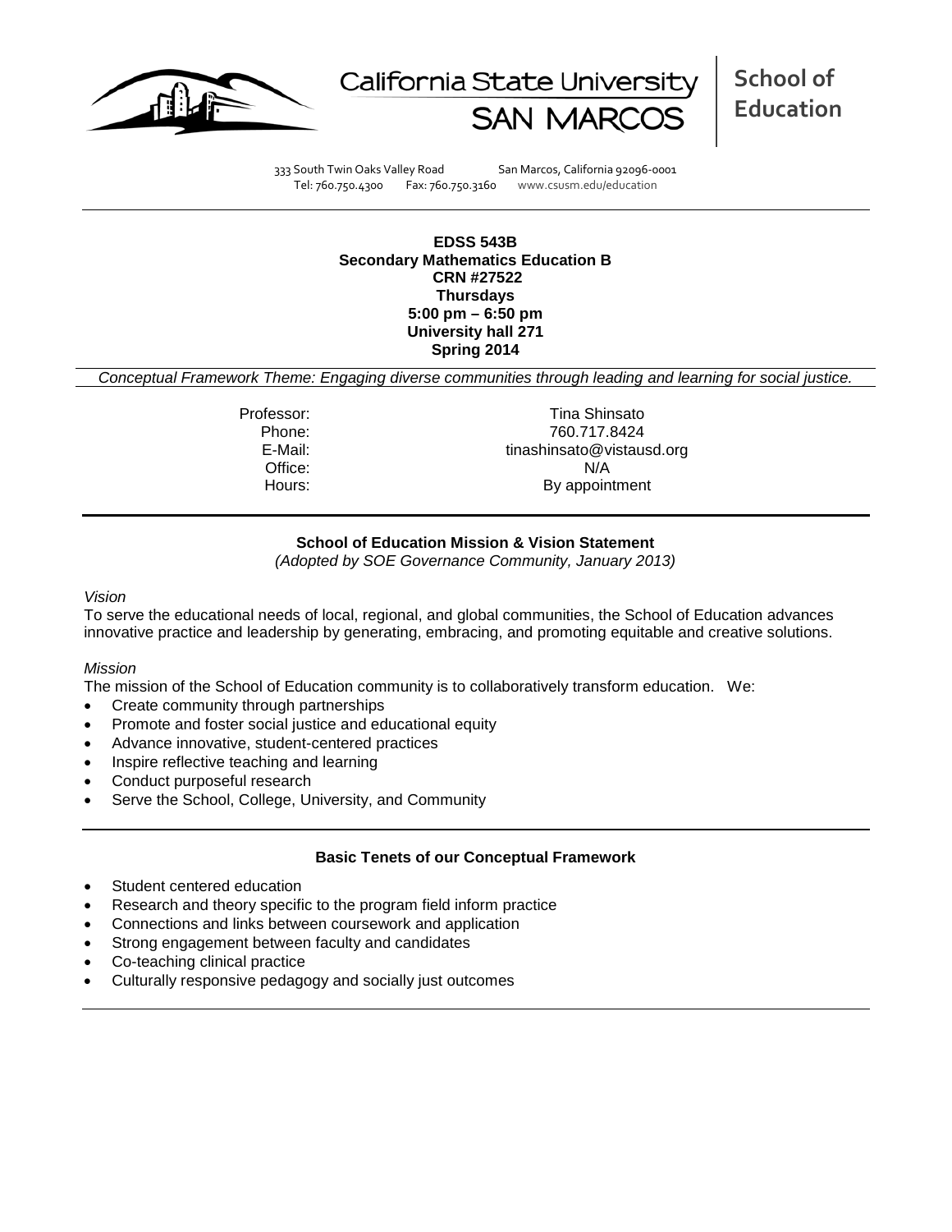California State University SAN MARCOS

**School of Education**

333 South Twin Oaks Valley Road San Marcos, California 92096-0001
Tel: 760.750.4300 Fax: 760.750.3160 www.csusm.edu/education

**EDSS 543B**
**Secondary Mathematics Education B**
**CRN #27522**
**Thursdays**
**5:00 pm – 6:50 pm**
**University hall 271**
**Spring 2014**

*Conceptual Framework Theme: Engaging diverse communities through leading and learning for social justice.*

| | |
|---|---|
| Professor: | Tina Shinsato |
| Phone: | 760.717.8424 |
| E-Mail: | tinashinsato@vistausd.org |
| Office: | N/A |
| Hours: | By appointment |

**School of Education Mission & Vision Statement**
*(Adopted by SOE Governance Community, January 2013)*

*Vision*
To serve the educational needs of local, regional, and global communities, the School of Education advances innovative practice and leadership by generating, embracing, and promoting equitable and creative solutions.

*Mission*
The mission of the School of Education community is to collaboratively transform education. We:

- Create community through partnerships
- Promote and foster social justice and educational equity
- Advance innovative, student-centered practices
- Inspire reflective teaching and learning
- Conduct purposeful research
- Serve the School, College, University, and Community

**Basic Tenets of our Conceptual Framework**

- Student centered education
- Research and theory specific to the program field inform practice
- Connections and links between coursework and application
- Strong engagement between faculty and candidates
- Co-teaching clinical practice
- Culturally responsive pedagogy and socially just outcomes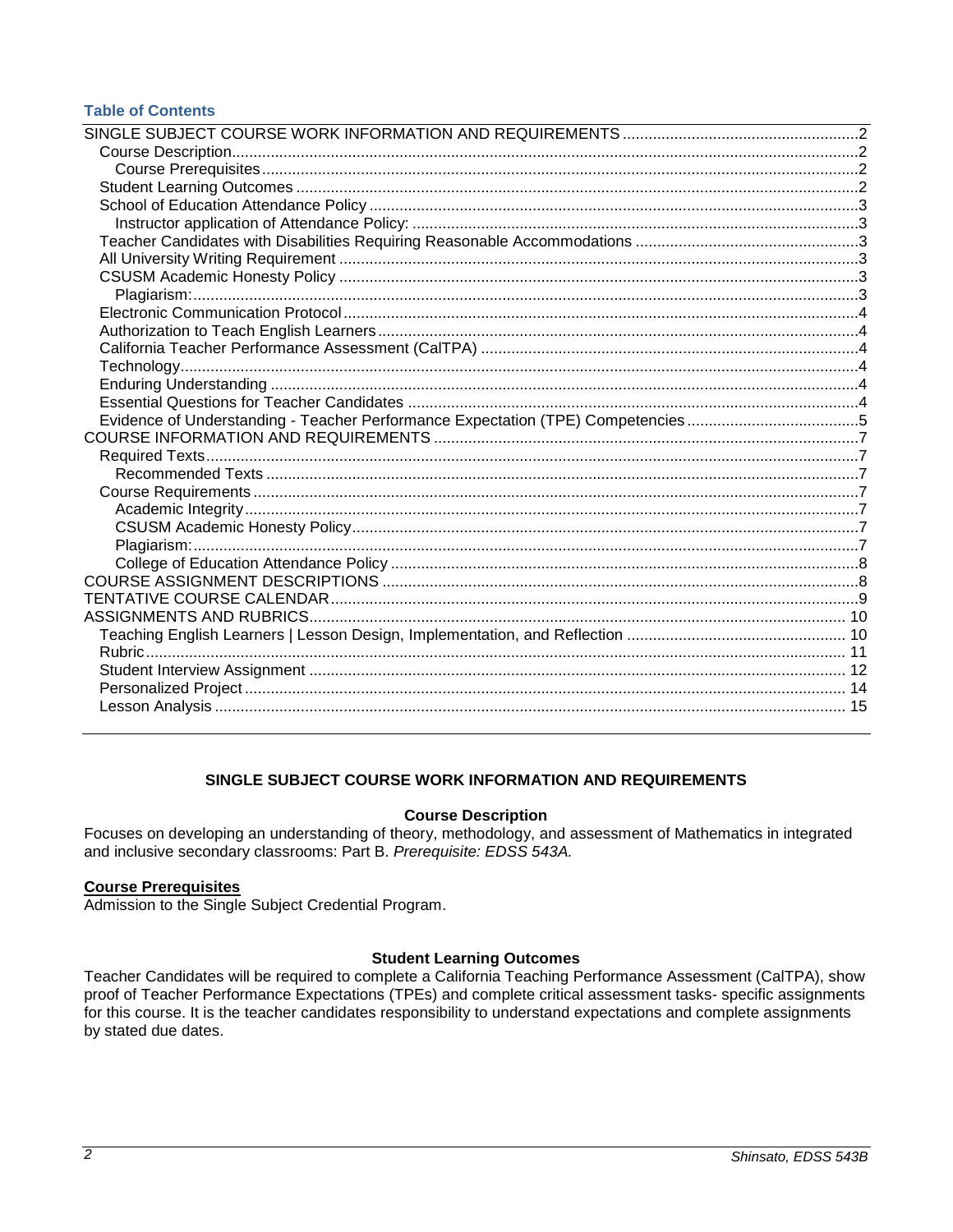**Table of Contents**

SINGLE SUBJECT COURSE WORK INFORMATION AND REQUIREMENTS .......2
- Course Description .......2
  - Course Prerequisites .......2
- Student Learning Outcomes .......2
- School of Education Attendance Policy .......3
  - Instructor application of Attendance Policy: .......3
- Teacher Candidates with Disabilities Requiring Reasonable Accommodations .......3
- All University Writing Requirement .......3
- CSUSM Academic Honesty Policy .......3
  - Plagiarism: .......3
- Electronic Communication Protocol .......4
- Authorization to Teach English Learners .......4
- California Teacher Performance Assessment (CalTPA) .......4
- Technology .......4
- Enduring Understanding .......4
- Essential Questions for Teacher Candidates .......4
- Evidence of Understanding - Teacher Performance Expectation (TPE) Competencies .......5

COURSE INFORMATION AND REQUIREMENTS .......7
- Required Texts .......7
  - Recommended Texts .......7
- Course Requirements .......7
  - Academic Integrity .......7
  - CSUSM Academic Honesty Policy .......7
  - Plagiarism: .......7
  - College of Education Attendance Policy .......8

COURSE ASSIGNMENT DESCRIPTIONS .......8

TENTATIVE COURSE CALENDAR .......9

ASSIGNMENTS AND RUBRICS .......10
- Teaching English Learners | Lesson Design, Implementation, and Reflection .......10
- Rubric .......11
- Student Interview Assignment .......12
- Personalized Project .......14
- Lesson Analysis .......15

## SINGLE SUBJECT COURSE WORK INFORMATION AND REQUIREMENTS

### Course Description

Focuses on developing an understanding of theory, methodology, and assessment of Mathematics in integrated and inclusive secondary classrooms: Part B. *Prerequisite: EDSS 543A.*

#### Course Prerequisites

Admission to the Single Subject Credential Program.

### Student Learning Outcomes

Teacher Candidates will be required to complete a California Teaching Performance Assessment (CalTPA), show proof of Teacher Performance Expectations (TPEs) and complete critical assessment tasks- specific assignments for this course. It is the teacher candidates responsibility to understand expectations and complete assignments by stated due dates.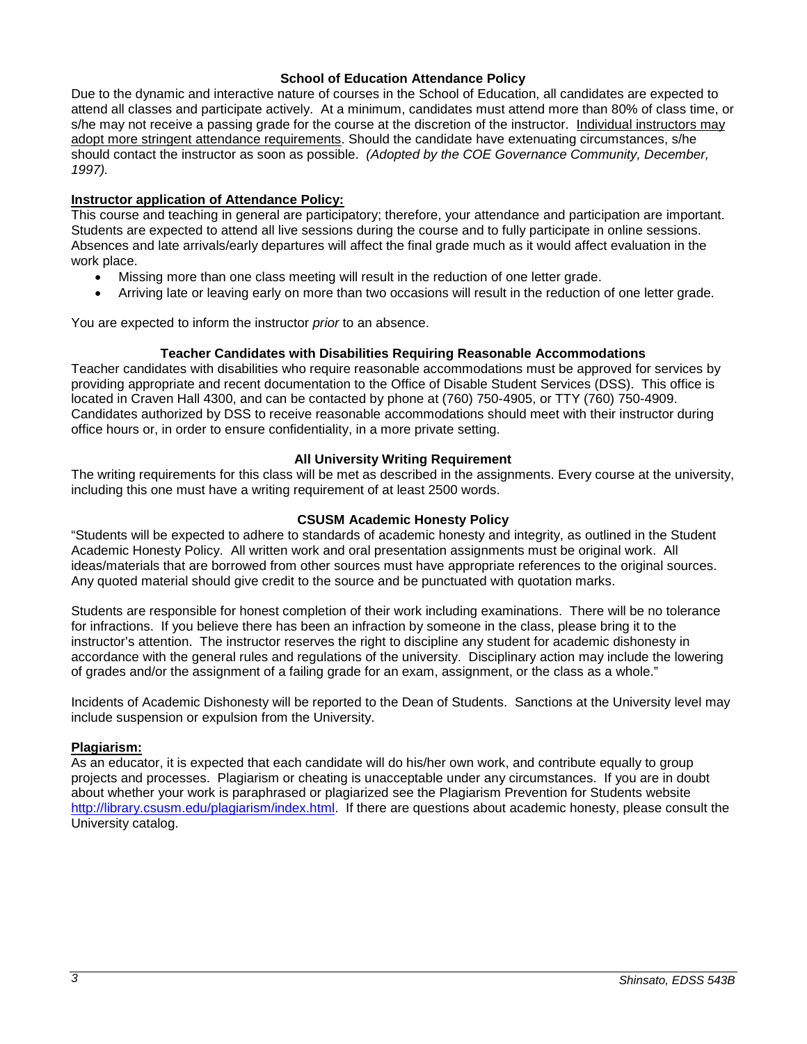### School of Education Attendance Policy

Due to the dynamic and interactive nature of courses in the School of Education, all candidates are expected to attend all classes and participate actively. At a minimum, candidates must attend more than 80% of class time, or s/he may not receive a passing grade for the course at the discretion of the instructor. Individual instructors may adopt more stringent attendance requirements. Should the candidate have extenuating circumstances, s/he should contact the instructor as soon as possible. *(Adopted by the COE Governance Community, December, 1997).*

**Instructor application of Attendance Policy:**

This course and teaching in general are participatory; therefore, your attendance and participation are important. Students are expected to attend all live sessions during the course and to fully participate in online sessions. Absences and late arrivals/early departures will affect the final grade much as it would affect evaluation in the work place.

- Missing more than one class meeting will result in the reduction of one letter grade.
- Arriving late or leaving early on more than two occasions will result in the reduction of one letter grade.

You are expected to inform the instructor *prior* to an absence.

### Teacher Candidates with Disabilities Requiring Reasonable Accommodations

Teacher candidates with disabilities who require reasonable accommodations must be approved for services by providing appropriate and recent documentation to the Office of Disable Student Services (DSS). This office is located in Craven Hall 4300, and can be contacted by phone at (760) 750-4905, or TTY (760) 750-4909. Candidates authorized by DSS to receive reasonable accommodations should meet with their instructor during office hours or, in order to ensure confidentiality, in a more private setting.

### All University Writing Requirement

The writing requirements for this class will be met as described in the assignments. Every course at the university, including this one must have a writing requirement of at least 2500 words.

### CSUSM Academic Honesty Policy

"Students will be expected to adhere to standards of academic honesty and integrity, as outlined in the Student Academic Honesty Policy. All written work and oral presentation assignments must be original work. All ideas/materials that are borrowed from other sources must have appropriate references to the original sources. Any quoted material should give credit to the source and be punctuated with quotation marks.

Students are responsible for honest completion of their work including examinations. There will be no tolerance for infractions. If you believe there has been an infraction by someone in the class, please bring it to the instructor's attention. The instructor reserves the right to discipline any student for academic dishonesty in accordance with the general rules and regulations of the university. Disciplinary action may include the lowering of grades and/or the assignment of a failing grade for an exam, assignment, or the class as a whole."

Incidents of Academic Dishonesty will be reported to the Dean of Students. Sanctions at the University level may include suspension or expulsion from the University.

**Plagiarism:**

As an educator, it is expected that each candidate will do his/her own work, and contribute equally to group projects and processes. Plagiarism or cheating is unacceptable under any circumstances. If you are in doubt about whether your work is paraphrased or plagiarized see the Plagiarism Prevention for Students website http://library.csusm.edu/plagiarism/index.html. If there are questions about academic honesty, please consult the University catalog.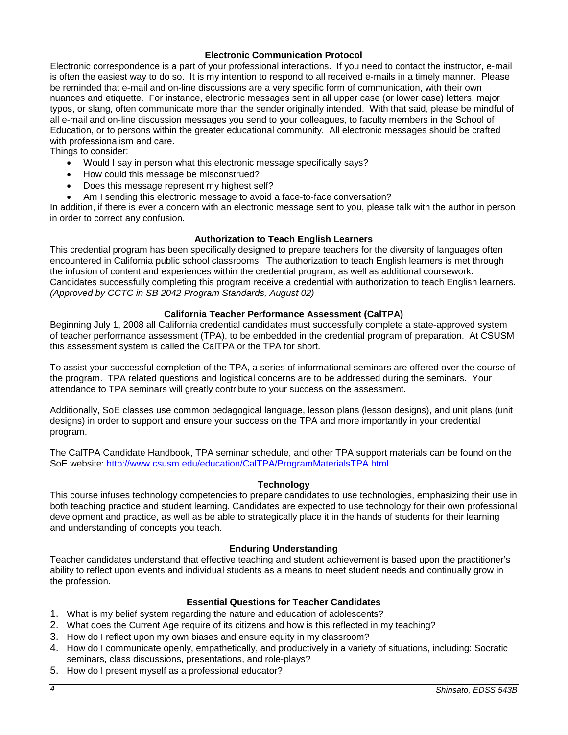### Electronic Communication Protocol

Electronic correspondence is a part of your professional interactions. If you need to contact the instructor, e-mail is often the easiest way to do so. It is my intention to respond to all received e-mails in a timely manner. Please be reminded that e-mail and on-line discussions are a very specific form of communication, with their own nuances and etiquette. For instance, electronic messages sent in all upper case (or lower case) letters, major typos, or slang, often communicate more than the sender originally intended. With that said, please be mindful of all e-mail and on-line discussion messages you send to your colleagues, to faculty members in the School of Education, or to persons within the greater educational community. All electronic messages should be crafted with professionalism and care.

Things to consider:

- Would I say in person what this electronic message specifically says?
- How could this message be misconstrued?
- Does this message represent my highest self?
- Am I sending this electronic message to avoid a face-to-face conversation?

In addition, if there is ever a concern with an electronic message sent to you, please talk with the author in person in order to correct any confusion.

### Authorization to Teach English Learners

This credential program has been specifically designed to prepare teachers for the diversity of languages often encountered in California public school classrooms. The authorization to teach English learners is met through the infusion of content and experiences within the credential program, as well as additional coursework. Candidates successfully completing this program receive a credential with authorization to teach English learners. *(Approved by CCTC in SB 2042 Program Standards, August 02)*

### California Teacher Performance Assessment (CalTPA)

Beginning July 1, 2008 all California credential candidates must successfully complete a state-approved system of teacher performance assessment (TPA), to be embedded in the credential program of preparation. At CSUSM this assessment system is called the CalTPA or the TPA for short.

To assist your successful completion of the TPA, a series of informational seminars are offered over the course of the program. TPA related questions and logistical concerns are to be addressed during the seminars. Your attendance to TPA seminars will greatly contribute to your success on the assessment.

Additionally, SoE classes use common pedagogical language, lesson plans (lesson designs), and unit plans (unit designs) in order to support and ensure your success on the TPA and more importantly in your credential program.

The CalTPA Candidate Handbook, TPA seminar schedule, and other TPA support materials can be found on the SoE website: [http://www.csusm.edu/education/CalTPA/ProgramMaterialsTPA.html](http://www.csusm.edu/education/CalTPA/ProgramMaterialsTPA.html)

### Technology

This course infuses technology competencies to prepare candidates to use technologies, emphasizing their use in both teaching practice and student learning. Candidates are expected to use technology for their own professional development and practice, as well as be able to strategically place it in the hands of students for their learning and understanding of concepts you teach.

### Enduring Understanding

Teacher candidates understand that effective teaching and student achievement is based upon the practitioner's ability to reflect upon events and individual students as a means to meet student needs and continually grow in the profession.

### Essential Questions for Teacher Candidates

1. What is my belief system regarding the nature and education of adolescents?
2. What does the Current Age require of its citizens and how is this reflected in my teaching?
3. How do I reflect upon my own biases and ensure equity in my classroom?
4. How do I communicate openly, empathetically, and productively in a variety of situations, including: Socratic seminars, class discussions, presentations, and role-plays?
5. How do I present myself as a professional educator?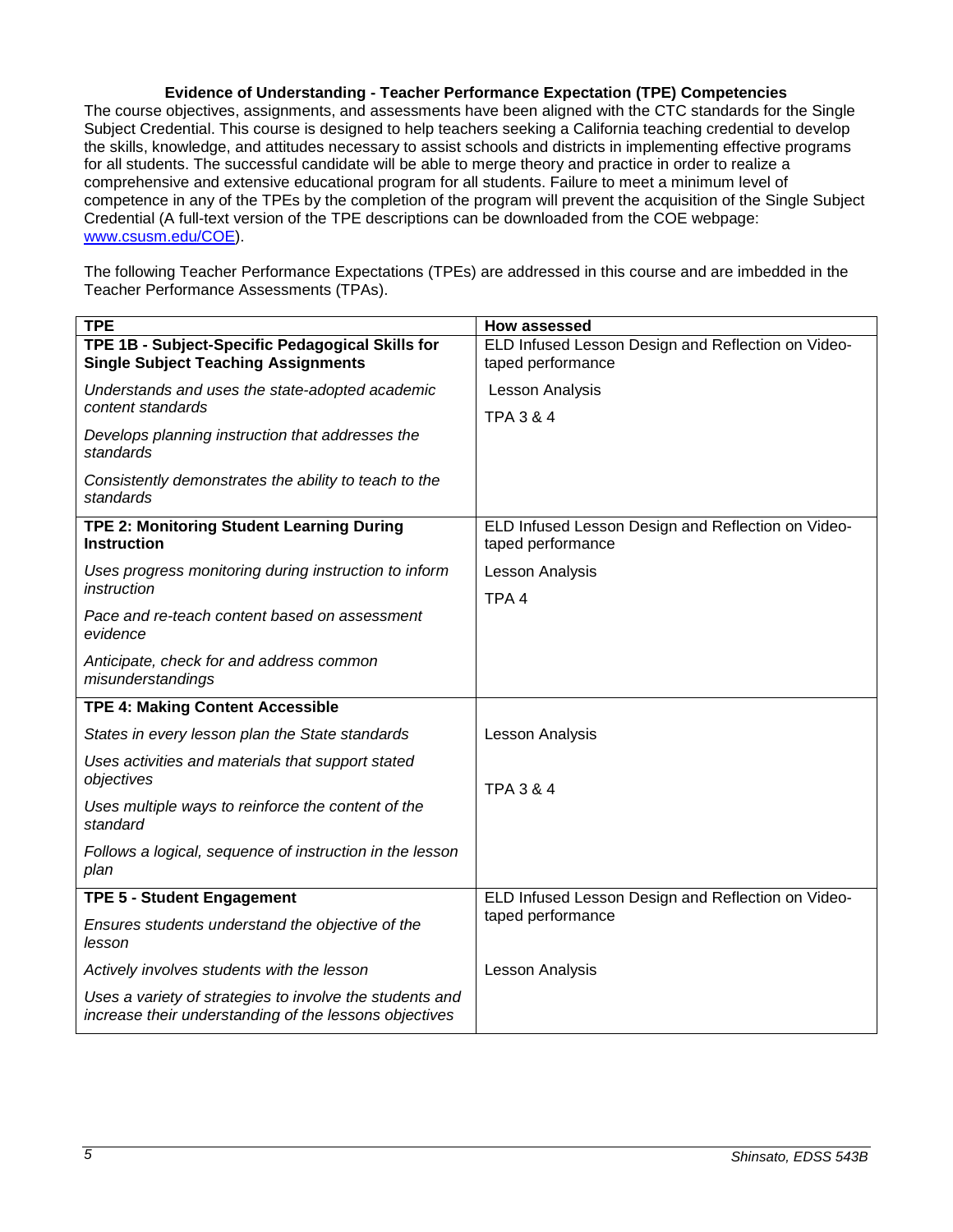### Evidence of Understanding - Teacher Performance Expectation (TPE) Competencies

The course objectives, assignments, and assessments have been aligned with the CTC standards for the Single Subject Credential. This course is designed to help teachers seeking a California teaching credential to develop the skills, knowledge, and attitudes necessary to assist schools and districts in implementing effective programs for all students. The successful candidate will be able to merge theory and practice in order to realize a comprehensive and extensive educational program for all students. Failure to meet a minimum level of competence in any of the TPEs by the completion of the program will prevent the acquisition of the Single Subject Credential (A full-text version of the TPE descriptions can be downloaded from the COE webpage: [www.csusm.edu/COE](www.csusm.edu/COE)).

The following Teacher Performance Expectations (TPEs) are addressed in this course and are imbedded in the Teacher Performance Assessments (TPAs).

| TPE | How assessed |
|---|---|
| **TPE 1B - Subject-Specific Pedagogical Skills for Single Subject Teaching Assignments** | ELD Infused Lesson Design and Reflection on Video-taped performance |
| *Understands and uses the state-adopted academic content standards* | Lesson Analysis |
| *Develops planning instruction that addresses the standards* | TPA 3 & 4 |
| *Consistently demonstrates the ability to teach to the standards* | |
| **TPE 2: Monitoring Student Learning During Instruction** | ELD Infused Lesson Design and Reflection on Video-taped performance |
| *Uses progress monitoring during instruction to inform instruction* | Lesson Analysis |
| *Pace and re-teach content based on assessment evidence* | TPA 4 |
| *Anticipate, check for and address common misunderstandings* | |
| **TPE 4: Making Content Accessible** | |
| *States in every lesson plan the State standards* | Lesson Analysis |
| *Uses activities and materials that support stated objectives* | TPA 3 & 4 |
| *Uses multiple ways to reinforce the content of the standard* | |
| *Follows a logical, sequence of instruction in the lesson plan* | |
| **TPE 5 - Student Engagement** | ELD Infused Lesson Design and Reflection on Video-taped performance |
| *Ensures students understand the objective of the lesson* | |
| *Actively involves students with the lesson* | Lesson Analysis |
| *Uses a variety of strategies to involve the students and increase their understanding of the lessons objectives* | |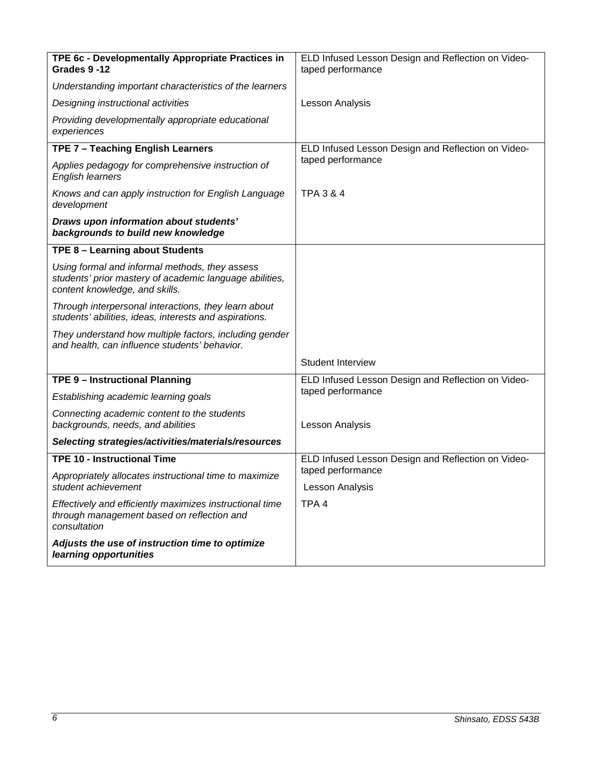| | |
|---|---|
| **TPE 6c - Developmentally Appropriate Practices in Grades 9 -12** | ELD Infused Lesson Design and Reflection on Video-taped performance |
| *Understanding important characteristics of the learners* | |
| *Designing instructional activities* | Lesson Analysis |
| *Providing developmentally appropriate educational experiences* | |
| **TPE 7 – Teaching English Learners** | ELD Infused Lesson Design and Reflection on Video-taped performance |
| *Applies pedagogy for comprehensive instruction of English learners* | |
| *Knows and can apply instruction for English Language development* | TPA 3 & 4 |
| ***Draws upon information about students' backgrounds to build new knowledge*** | |
| **TPE 8 – Learning about Students** | |
| *Using formal and informal methods, they assess students' prior mastery of academic language abilities, content knowledge, and skills.* | |
| *Through interpersonal interactions, they learn about students' abilities, ideas, interests and aspirations.* | |
| *They understand how multiple factors, including gender and health, can influence students' behavior.* | |
| | Student Interview |
| **TPE 9 – Instructional Planning** | ELD Infused Lesson Design and Reflection on Video-taped performance |
| *Establishing academic learning goals* | |
| *Connecting academic content to the students backgrounds, needs, and abilities* | Lesson Analysis |
| ***Selecting strategies/activities/materials/resources*** | |
| **TPE 10 - Instructional Time** | ELD Infused Lesson Design and Reflection on Video-taped performance |
| *Appropriately allocates instructional time to maximize student achievement* | Lesson Analysis |
| *Effectively and efficiently maximizes instructional time through management based on reflection and consultation* | TPA 4 |
| ***Adjusts the use of instruction time to optimize learning opportunities*** | |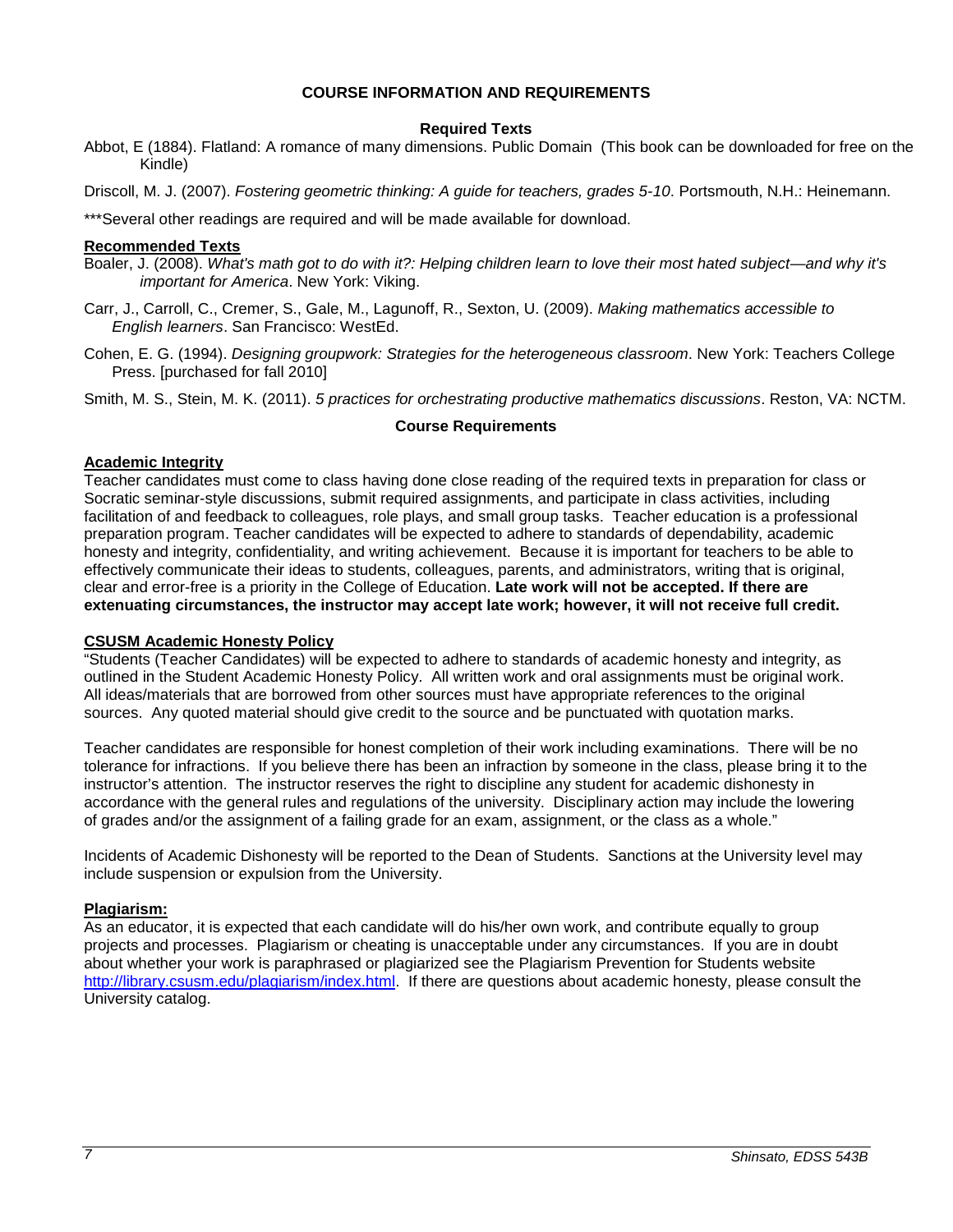## COURSE INFORMATION AND REQUIREMENTS

### Required Texts

Abbot, E (1884). Flatland: A romance of many dimensions. Public Domain (This book can be downloaded for free on the Kindle)

Driscoll, M. J. (2007). *Fostering geometric thinking: A guide for teachers, grades 5-10*. Portsmouth, N.H.: Heinemann.

***Several other readings are required and will be made available for download.

### Recommended Texts

Boaler, J. (2008). *What's math got to do with it?: Helping children learn to love their most hated subject—and why it's important for America*. New York: Viking.

Carr, J., Carroll, C., Cremer, S., Gale, M., Lagunoff, R., Sexton, U. (2009). *Making mathematics accessible to English learners*. San Francisco: WestEd.

Cohen, E. G. (1994). *Designing groupwork: Strategies for the heterogeneous classroom*. New York: Teachers College Press. [purchased for fall 2010]

Smith, M. S., Stein, M. K. (2011). *5 practices for orchestrating productive mathematics discussions*. Reston, VA: NCTM.

### Course Requirements

#### Academic Integrity

Teacher candidates must come to class having done close reading of the required texts in preparation for class or Socratic seminar-style discussions, submit required assignments, and participate in class activities, including facilitation of and feedback to colleagues, role plays, and small group tasks. Teacher education is a professional preparation program. Teacher candidates will be expected to adhere to standards of dependability, academic honesty and integrity, confidentiality, and writing achievement. Because it is important for teachers to be able to effectively communicate their ideas to students, colleagues, parents, and administrators, writing that is original, clear and error-free is a priority in the College of Education. **Late work will not be accepted. If there are extenuating circumstances, the instructor may accept late work; however, it will not receive full credit.**

#### CSUSM Academic Honesty Policy

"Students (Teacher Candidates) will be expected to adhere to standards of academic honesty and integrity, as outlined in the Student Academic Honesty Policy. All written work and oral assignments must be original work. All ideas/materials that are borrowed from other sources must have appropriate references to the original sources. Any quoted material should give credit to the source and be punctuated with quotation marks.

Teacher candidates are responsible for honest completion of their work including examinations. There will be no tolerance for infractions. If you believe there has been an infraction by someone in the class, please bring it to the instructor's attention. The instructor reserves the right to discipline any student for academic dishonesty in accordance with the general rules and regulations of the university. Disciplinary action may include the lowering of grades and/or the assignment of a failing grade for an exam, assignment, or the class as a whole."

Incidents of Academic Dishonesty will be reported to the Dean of Students. Sanctions at the University level may include suspension or expulsion from the University.

#### Plagiarism:

As an educator, it is expected that each candidate will do his/her own work, and contribute equally to group projects and processes. Plagiarism or cheating is unacceptable under any circumstances. If you are in doubt about whether your work is paraphrased or plagiarized see the Plagiarism Prevention for Students website http://library.csusm.edu/plagiarism/index.html. If there are questions about academic honesty, please consult the University catalog.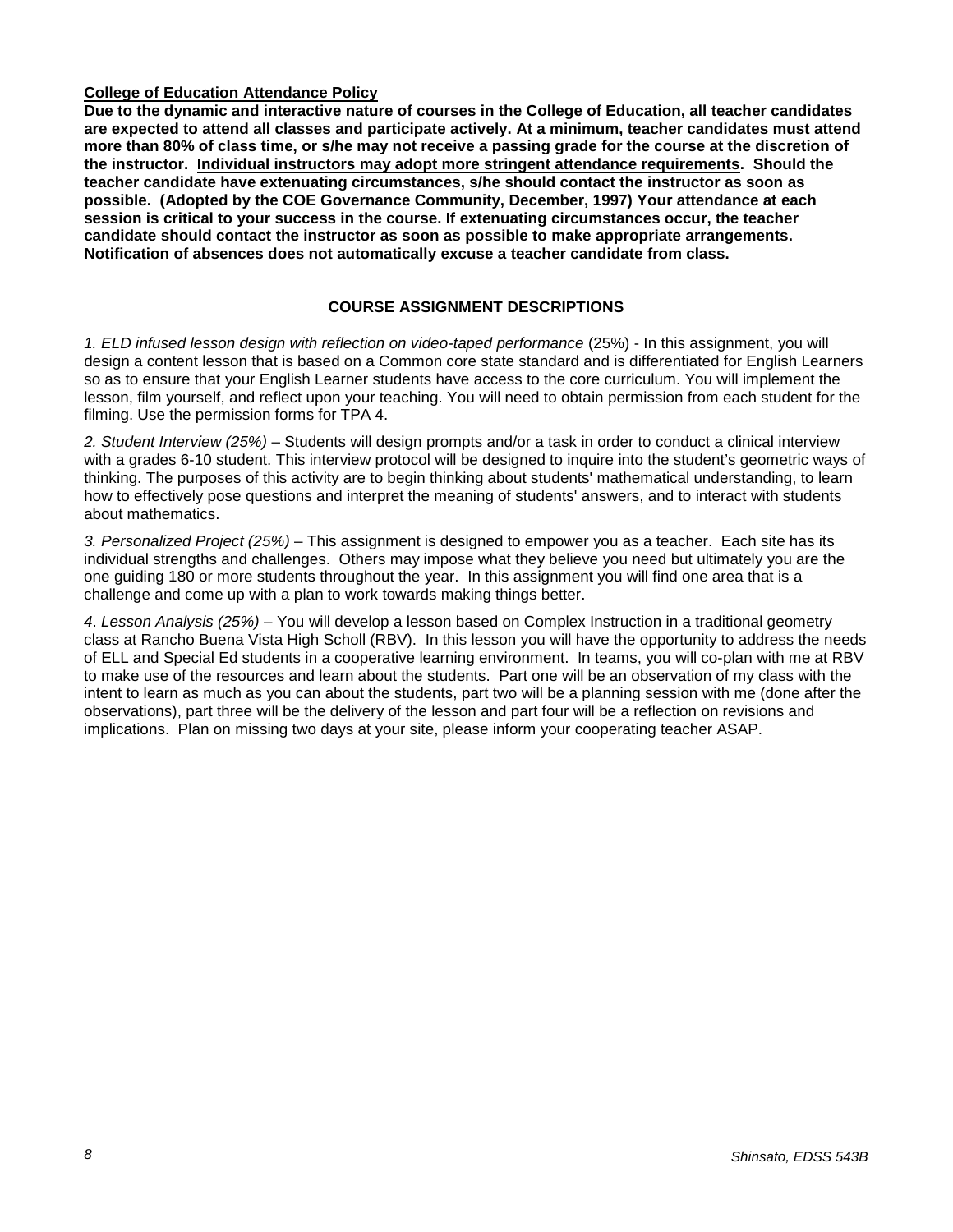**<u>College of Education Attendance Policy</u>**

**Due to the dynamic and interactive nature of courses in the College of Education, all teacher candidates are expected to attend all classes and participate actively. At a minimum, teacher candidates must attend more than 80% of class time, or s/he may not receive a passing grade for the course at the discretion of the instructor. <u>Individual instructors may adopt more stringent attendance requirements</u>. Should the teacher candidate have extenuating circumstances, s/he should contact the instructor as soon as possible. (Adopted by the COE Governance Community, December, 1997) Your attendance at each session is critical to your success in the course. If extenuating circumstances occur, the teacher candidate should contact the instructor as soon as possible to make appropriate arrangements. Notification of absences does not automatically excuse a teacher candidate from class.**

## COURSE ASSIGNMENT DESCRIPTIONS

*1. ELD infused lesson design with reflection on video-taped performance* (25%) - In this assignment, you will design a content lesson that is based on a Common core state standard and is differentiated for English Learners so as to ensure that your English Learner students have access to the core curriculum. You will implement the lesson, film yourself, and reflect upon your teaching. You will need to obtain permission from each student for the filming. Use the permission forms for TPA 4.

*2. Student Interview (25%)* – Students will design prompts and/or a task in order to conduct a clinical interview with a grades 6-10 student. This interview protocol will be designed to inquire into the student's geometric ways of thinking. The purposes of this activity are to begin thinking about students' mathematical understanding, to learn how to effectively pose questions and interpret the meaning of students' answers, and to interact with students about mathematics.

*3. Personalized Project (25%)* – This assignment is designed to empower you as a teacher. Each site has its individual strengths and challenges. Others may impose what they believe you need but ultimately you are the one guiding 180 or more students throughout the year. In this assignment you will find one area that is a challenge and come up with a plan to work towards making things better.

*4. Lesson Analysis (25%)* – You will develop a lesson based on Complex Instruction in a traditional geometry class at Rancho Buena Vista High Scholl (RBV). In this lesson you will have the opportunity to address the needs of ELL and Special Ed students in a cooperative learning environment. In teams, you will co-plan with me at RBV to make use of the resources and learn about the students. Part one will be an observation of my class with the intent to learn as much as you can about the students, part two will be a planning session with me (done after the observations), part three will be the delivery of the lesson and part four will be a reflection on revisions and implications. Plan on missing two days at your site, please inform your cooperating teacher ASAP.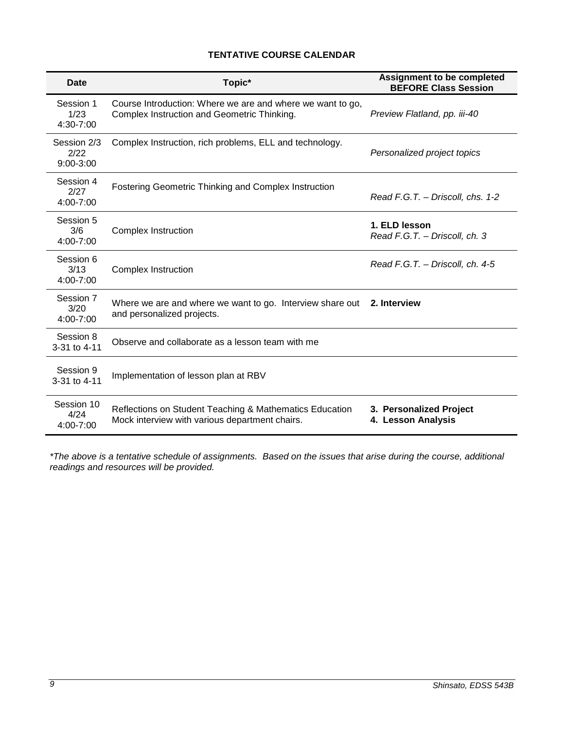**TENTATIVE COURSE CALENDAR**

| Date | Topic* | Assignment to be completed BEFORE Class Session |
|---|---|---|
| Session 1<br>1/23<br>4:30-7:00 | Course Introduction: Where we are and where we want to go, Complex Instruction and Geometric Thinking. | *Preview Flatland, pp. iii-40* |
| Session 2/3<br>2/22<br>9:00-3:00 | Complex Instruction, rich problems, ELL and technology. | *Personalized project topics* |
| Session 4<br>2/27<br>4:00-7:00 | Fostering Geometric Thinking and Complex Instruction | *Read F.G.T. – Driscoll, chs. 1-2* |
| Session 5<br>3/6<br>4:00-7:00 | Complex Instruction | **1. ELD lesson**<br>*Read F.G.T. – Driscoll, ch. 3* |
| Session 6<br>3/13<br>4:00-7:00 | Complex Instruction | *Read F.G.T. – Driscoll, ch. 4-5* |
| Session 7<br>3/20<br>4:00-7:00 | Where we are and where we want to go. Interview share out and personalized projects. | **2. Interview** |
| Session 8<br>3-31 to 4-11 | Observe and collaborate as a lesson team with me | |
| Session 9<br>3-31 to 4-11 | Implementation of lesson plan at RBV | |
| Session 10<br>4/24<br>4:00-7:00 | Reflections on Student Teaching & Mathematics Education<br>Mock interview with various department chairs. | **3. Personalized Project**<br>**4. Lesson Analysis** |

*\*The above is a tentative schedule of assignments. Based on the issues that arise during the course, additional readings and resources will be provided.*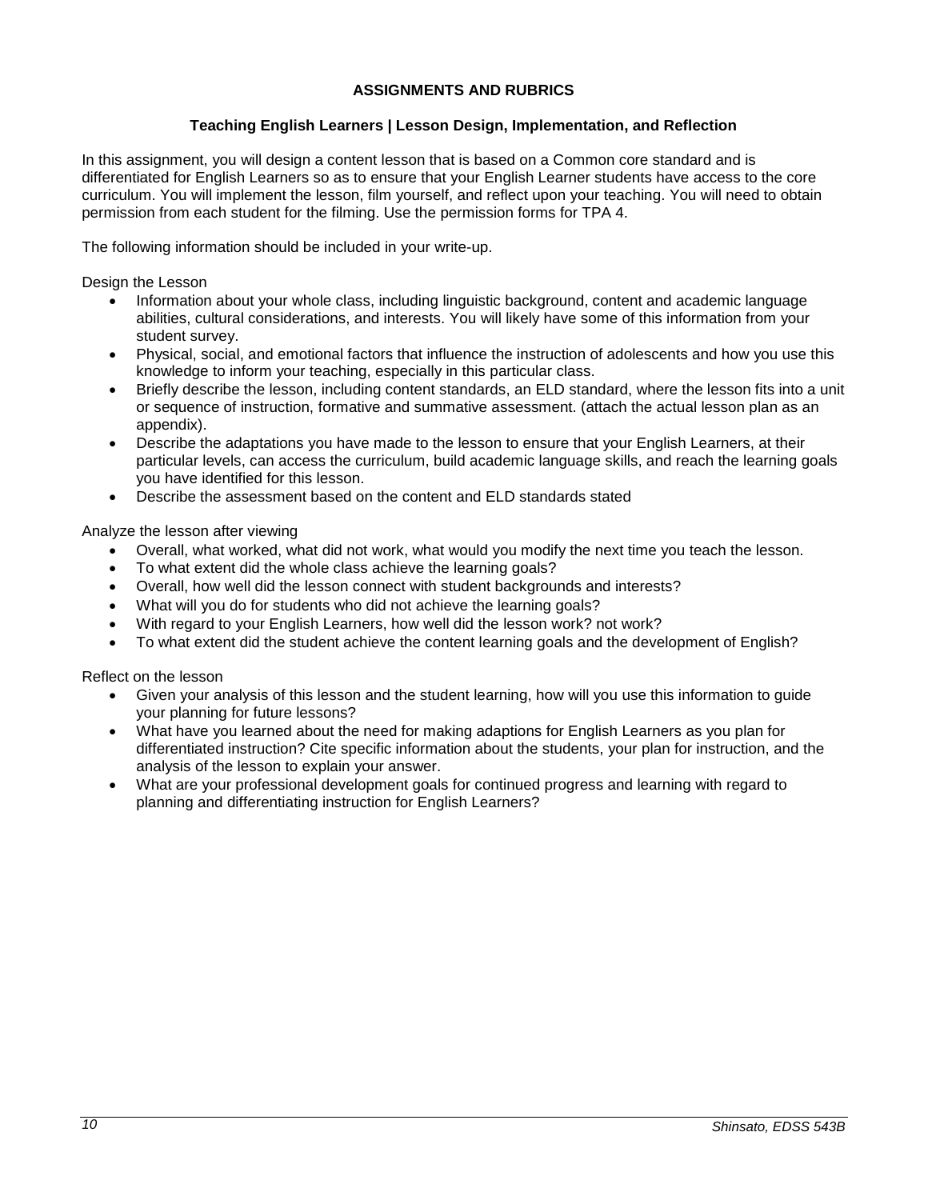## ASSIGNMENTS AND RUBRICS

### Teaching English Learners | Lesson Design, Implementation, and Reflection

In this assignment, you will design a content lesson that is based on a Common core standard and is differentiated for English Learners so as to ensure that your English Learner students have access to the core curriculum. You will implement the lesson, film yourself, and reflect upon your teaching. You will need to obtain permission from each student for the filming. Use the permission forms for TPA 4.

The following information should be included in your write-up.

Design the Lesson

- Information about your whole class, including linguistic background, content and academic language abilities, cultural considerations, and interests. You will likely have some of this information from your student survey.
- Physical, social, and emotional factors that influence the instruction of adolescents and how you use this knowledge to inform your teaching, especially in this particular class.
- Briefly describe the lesson, including content standards, an ELD standard, where the lesson fits into a unit or sequence of instruction, formative and summative assessment. (attach the actual lesson plan as an appendix).
- Describe the adaptations you have made to the lesson to ensure that your English Learners, at their particular levels, can access the curriculum, build academic language skills, and reach the learning goals you have identified for this lesson.
- Describe the assessment based on the content and ELD standards stated

Analyze the lesson after viewing

- Overall, what worked, what did not work, what would you modify the next time you teach the lesson.
- To what extent did the whole class achieve the learning goals?
- Overall, how well did the lesson connect with student backgrounds and interests?
- What will you do for students who did not achieve the learning goals?
- With regard to your English Learners, how well did the lesson work? not work?
- To what extent did the student achieve the content learning goals and the development of English?

Reflect on the lesson

- Given your analysis of this lesson and the student learning, how will you use this information to guide your planning for future lessons?
- What have you learned about the need for making adaptions for English Learners as you plan for differentiated instruction? Cite specific information about the students, your plan for instruction, and the analysis of the lesson to explain your answer.
- What are your professional development goals for continued progress and learning with regard to planning and differentiating instruction for English Learners?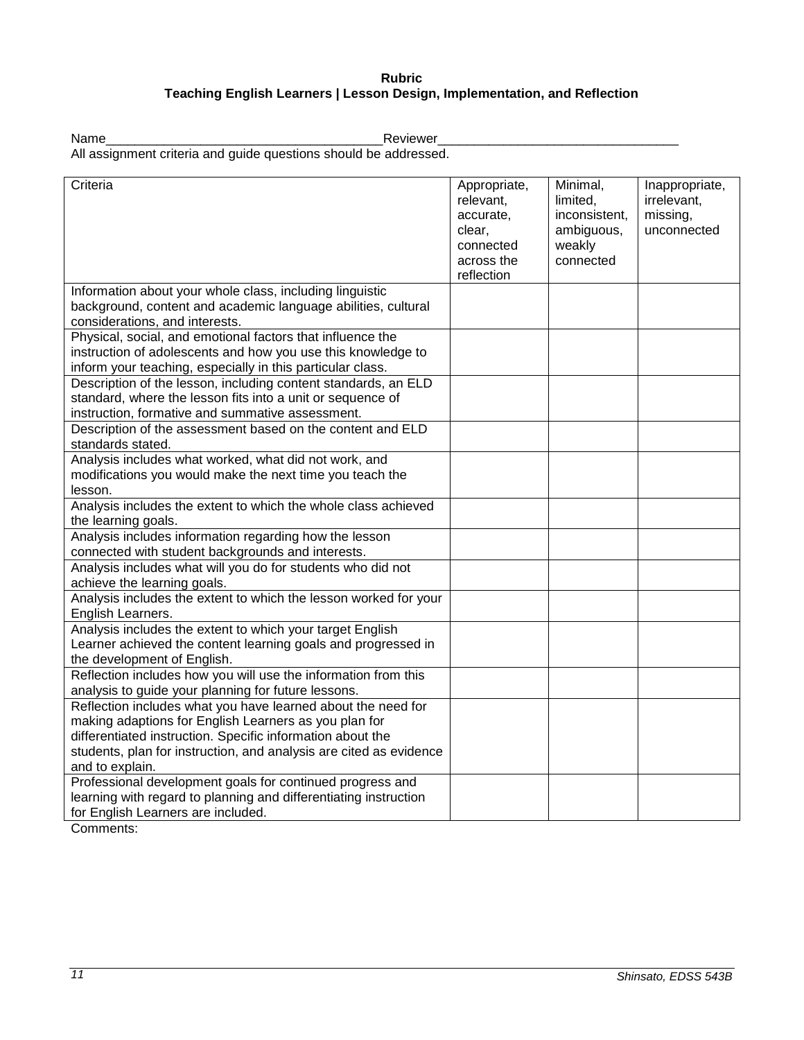**Rubric**
**Teaching English Learners | Lesson Design, Implementation, and Reflection**

Name______________________________________Reviewer_________________________________

All assignment criteria and guide questions should be addressed.

| Criteria | Appropriate, relevant, accurate, clear, connected across the reflection | Minimal, limited, inconsistent, ambiguous, weakly connected | Inappropriate, irrelevant, missing, unconnected |
|---|---|---|---|
| Information about your whole class, including linguistic background, content and academic language abilities, cultural considerations, and interests. | | | |
| Physical, social, and emotional factors that influence the instruction of adolescents and how you use this knowledge to inform your teaching, especially in this particular class. | | | |
| Description of the lesson, including content standards, an ELD standard, where the lesson fits into a unit or sequence of instruction, formative and summative assessment. | | | |
| Description of the assessment based on the content and ELD standards stated. | | | |
| Analysis includes what worked, what did not work, and modifications you would make the next time you teach the lesson. | | | |
| Analysis includes the extent to which the whole class achieved the learning goals. | | | |
| Analysis includes information regarding how the lesson connected with student backgrounds and interests. | | | |
| Analysis includes what will you do for students who did not achieve the learning goals. | | | |
| Analysis includes the extent to which the lesson worked for your English Learners. | | | |
| Analysis includes the extent to which your target English Learner achieved the content learning goals and progressed in the development of English. | | | |
| Reflection includes how you will use the information from this analysis to guide your planning for future lessons. | | | |
| Reflection includes what you have learned about the need for making adaptions for English Learners as you plan for differentiated instruction. Specific information about the students, plan for instruction, and analysis are cited as evidence and to explain. | | | |
| Professional development goals for continued progress and learning with regard to planning and differentiating instruction for English Learners are included. | | | |

Comments: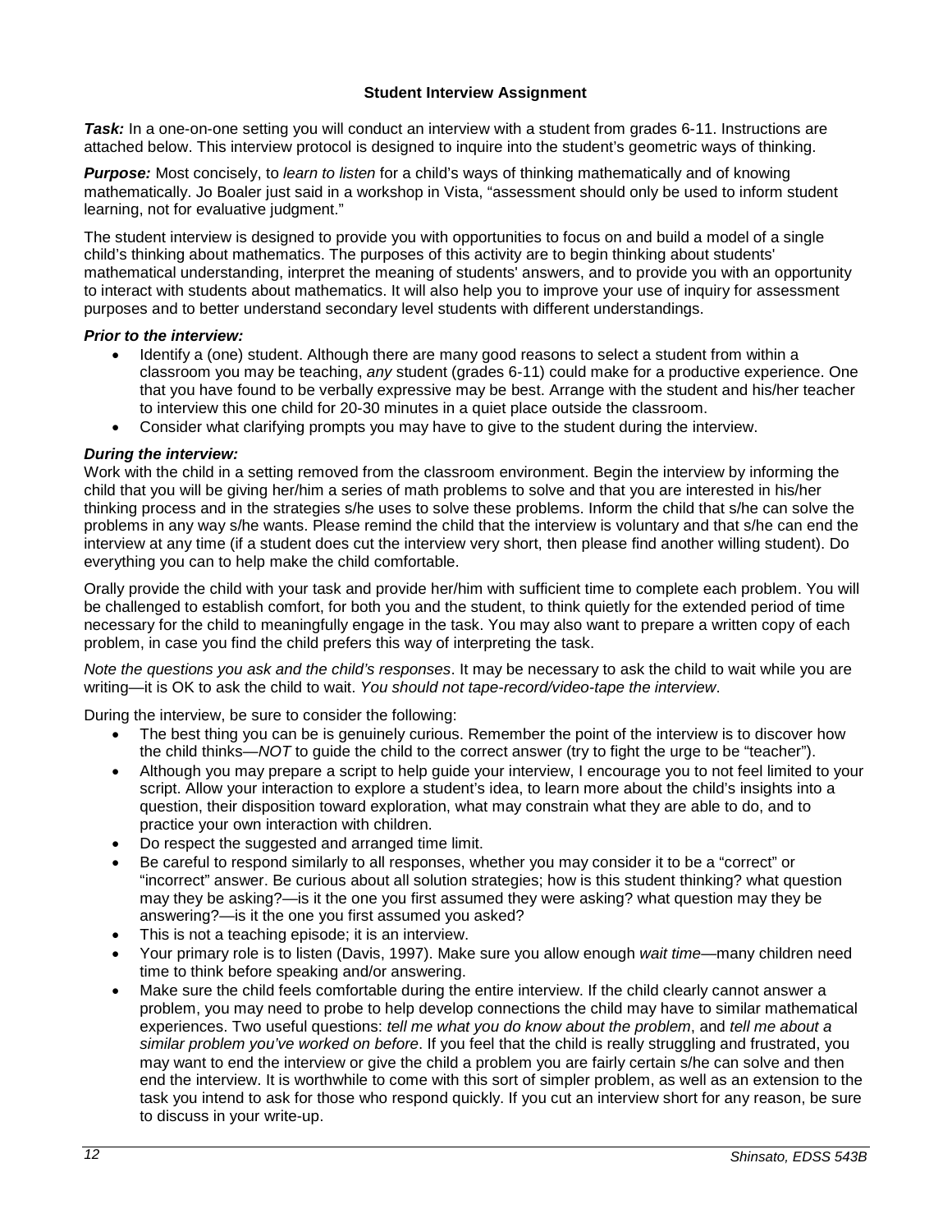### Student Interview Assignment

***Task:*** In a one-on-one setting you will conduct an interview with a student from grades 6-11. Instructions are attached below. This interview protocol is designed to inquire into the student's geometric ways of thinking.

***Purpose:*** Most concisely, to *learn to listen* for a child's ways of thinking mathematically and of knowing mathematically. Jo Boaler just said in a workshop in Vista, "assessment should only be used to inform student learning, not for evaluative judgment."

The student interview is designed to provide you with opportunities to focus on and build a model of a single child's thinking about mathematics. The purposes of this activity are to begin thinking about students' mathematical understanding, interpret the meaning of students' answers, and to provide you with an opportunity to interact with students about mathematics. It will also help you to improve your use of inquiry for assessment purposes and to better understand secondary level students with different understandings.

***Prior to the interview:***

- Identify a (one) student. Although there are many good reasons to select a student from within a classroom you may be teaching, *any* student (grades 6-11) could make for a productive experience. One that you have found to be verbally expressive may be best. Arrange with the student and his/her teacher to interview this one child for 20-30 minutes in a quiet place outside the classroom.
- Consider what clarifying prompts you may have to give to the student during the interview.

***During the interview:***

Work with the child in a setting removed from the classroom environment. Begin the interview by informing the child that you will be giving her/him a series of math problems to solve and that you are interested in his/her thinking process and in the strategies s/he uses to solve these problems. Inform the child that s/he can solve the problems in any way s/he wants. Please remind the child that the interview is voluntary and that s/he can end the interview at any time (if a student does cut the interview very short, then please find another willing student). Do everything you can to help make the child comfortable.

Orally provide the child with your task and provide her/him with sufficient time to complete each problem. You will be challenged to establish comfort, for both you and the student, to think quietly for the extended period of time necessary for the child to meaningfully engage in the task. You may also want to prepare a written copy of each problem, in case you find the child prefers this way of interpreting the task.

*Note the questions you ask and the child's responses*. It may be necessary to ask the child to wait while you are writing—it is OK to ask the child to wait. *You should not tape-record/video-tape the interview*.

During the interview, be sure to consider the following:

- The best thing you can be is genuinely curious. Remember the point of the interview is to discover how the child thinks—*NOT* to guide the child to the correct answer (try to fight the urge to be "teacher").
- Although you may prepare a script to help guide your interview, I encourage you to not feel limited to your script. Allow your interaction to explore a student's idea, to learn more about the child's insights into a question, their disposition toward exploration, what may constrain what they are able to do, and to practice your own interaction with children.
- Do respect the suggested and arranged time limit.
- Be careful to respond similarly to all responses, whether you may consider it to be a "correct" or "incorrect" answer. Be curious about all solution strategies; how is this student thinking? what question may they be asking?—is it the one you first assumed they were asking? what question may they be answering?—is it the one you first assumed you asked?
- This is not a teaching episode; it is an interview.
- Your primary role is to listen (Davis, 1997). Make sure you allow enough *wait time*—many children need time to think before speaking and/or answering.
- Make sure the child feels comfortable during the entire interview. If the child clearly cannot answer a problem, you may need to probe to help develop connections the child may have to similar mathematical experiences. Two useful questions: *tell me what you do know about the problem*, and *tell me about a similar problem you've worked on before*. If you feel that the child is really struggling and frustrated, you may want to end the interview or give the child a problem you are fairly certain s/he can solve and then end the interview. It is worthwhile to come with this sort of simpler problem, as well as an extension to the task you intend to ask for those who respond quickly. If you cut an interview short for any reason, be sure to discuss in your write-up.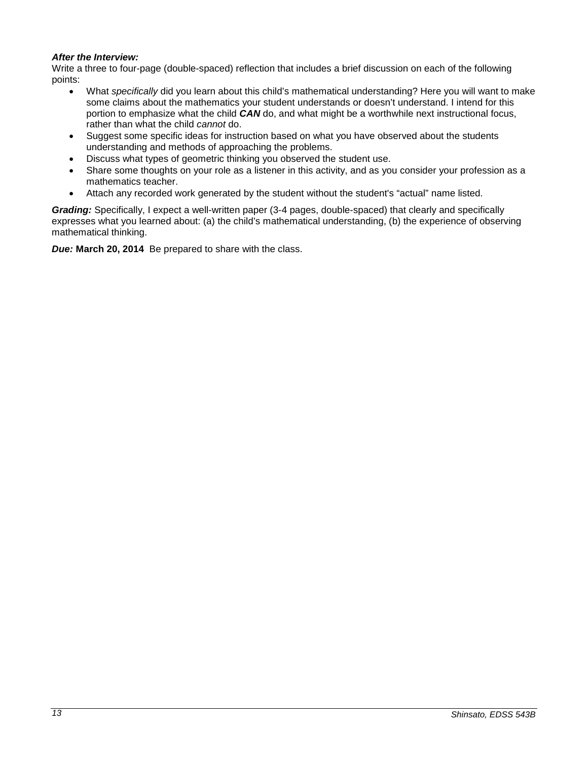***After the Interview:***
Write a three to four-page (double-spaced) reflection that includes a brief discussion on each of the following points:

- What *specifically* did you learn about this child's mathematical understanding? Here you will want to make some claims about the mathematics your student understands or doesn't understand. I intend for this portion to emphasize what the child ***CAN*** do, and what might be a worthwhile next instructional focus, rather than what the child *cannot* do.
- Suggest some specific ideas for instruction based on what you have observed about the students understanding and methods of approaching the problems.
- Discuss what types of geometric thinking you observed the student use.
- Share some thoughts on your role as a listener in this activity, and as you consider your profession as a mathematics teacher.
- Attach any recorded work generated by the student without the student's "actual" name listed.

***Grading:*** Specifically, I expect a well-written paper (3-4 pages, double-spaced) that clearly and specifically expresses what you learned about: (a) the child's mathematical understanding, (b) the experience of observing mathematical thinking.

***Due:*** **March 20, 2014** Be prepared to share with the class.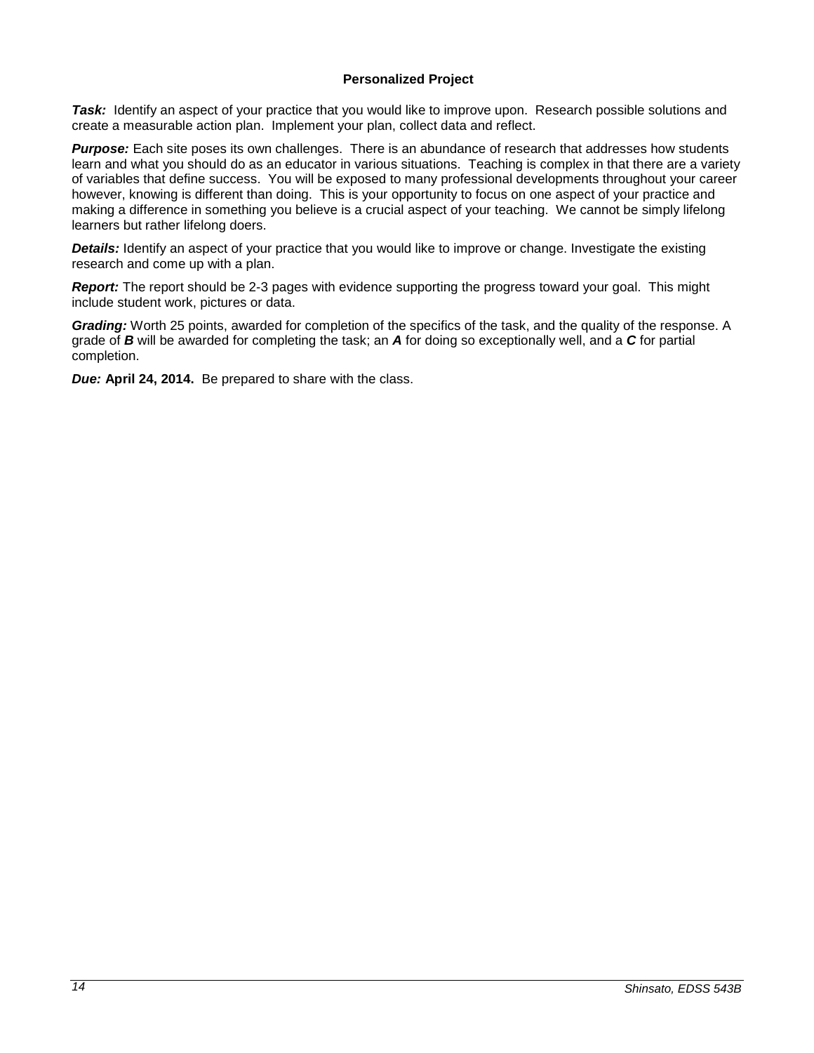**Personalized Project**

***Task:*** Identify an aspect of your practice that you would like to improve upon. Research possible solutions and create a measurable action plan. Implement your plan, collect data and reflect.

***Purpose:*** Each site poses its own challenges. There is an abundance of research that addresses how students learn and what you should do as an educator in various situations. Teaching is complex in that there are a variety of variables that define success. You will be exposed to many professional developments throughout your career however, knowing is different than doing. This is your opportunity to focus on one aspect of your practice and making a difference in something you believe is a crucial aspect of your teaching. We cannot be simply lifelong learners but rather lifelong doers.

***Details:*** Identify an aspect of your practice that you would like to improve or change. Investigate the existing research and come up with a plan.

***Report:*** The report should be 2-3 pages with evidence supporting the progress toward your goal. This might include student work, pictures or data.

***Grading:*** Worth 25 points, awarded for completion of the specifics of the task, and the quality of the response. A grade of ***B*** will be awarded for completing the task; an ***A*** for doing so exceptionally well, and a ***C*** for partial completion.

***Due:*** **April 24, 2014.** Be prepared to share with the class.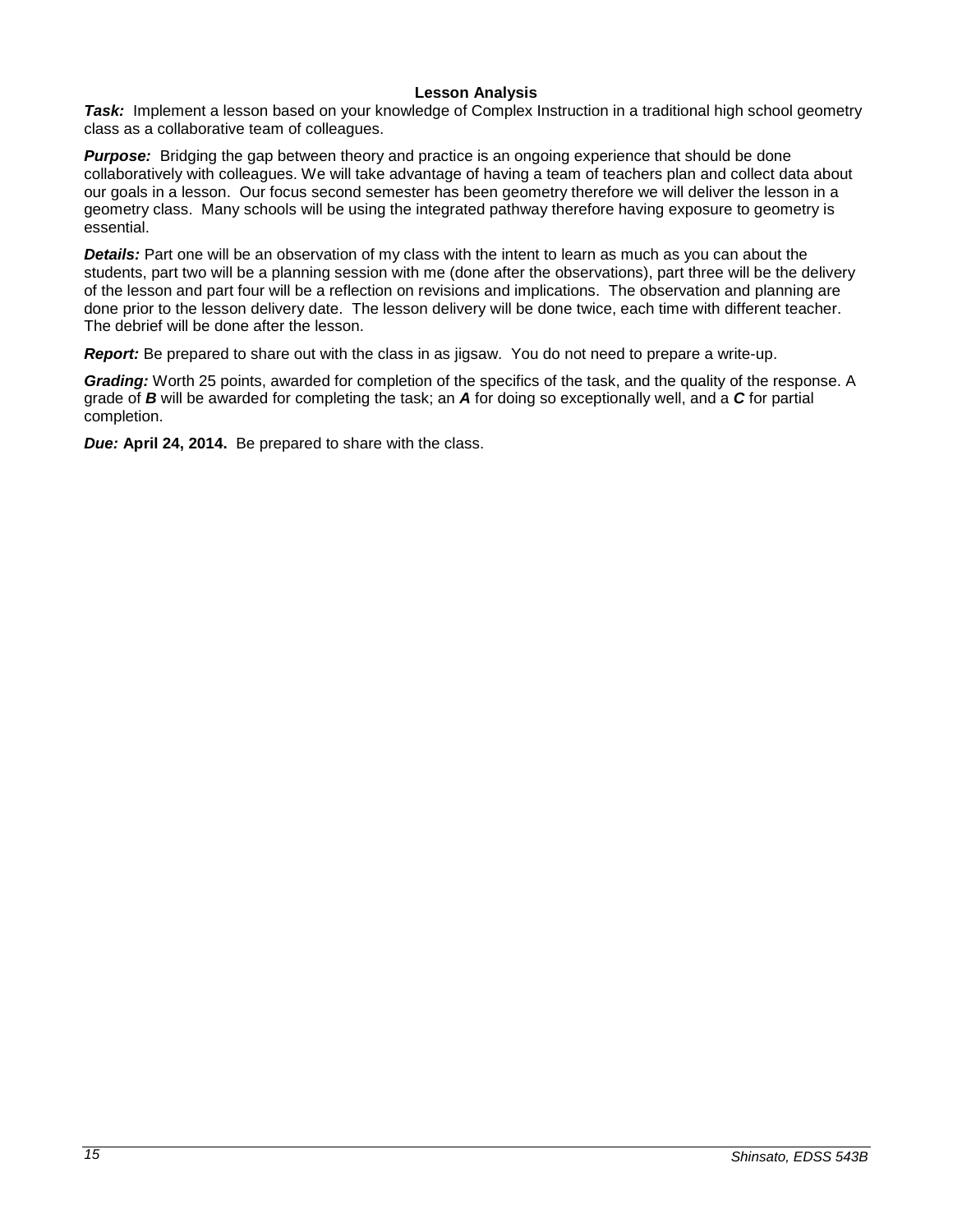## Lesson Analysis

***Task:*** Implement a lesson based on your knowledge of Complex Instruction in a traditional high school geometry class as a collaborative team of colleagues.

***Purpose:*** Bridging the gap between theory and practice is an ongoing experience that should be done collaboratively with colleagues. We will take advantage of having a team of teachers plan and collect data about our goals in a lesson. Our focus second semester has been geometry therefore we will deliver the lesson in a geometry class. Many schools will be using the integrated pathway therefore having exposure to geometry is essential.

***Details:*** Part one will be an observation of my class with the intent to learn as much as you can about the students, part two will be a planning session with me (done after the observations), part three will be the delivery of the lesson and part four will be a reflection on revisions and implications. The observation and planning are done prior to the lesson delivery date. The lesson delivery will be done twice, each time with different teacher. The debrief will be done after the lesson.

***Report:*** Be prepared to share out with the class in as jigsaw. You do not need to prepare a write-up.

***Grading:*** Worth 25 points, awarded for completion of the specifics of the task, and the quality of the response. A grade of ***B*** will be awarded for completing the task; an ***A*** for doing so exceptionally well, and a ***C*** for partial completion.

***Due:*** **April 24, 2014.** Be prepared to share with the class.